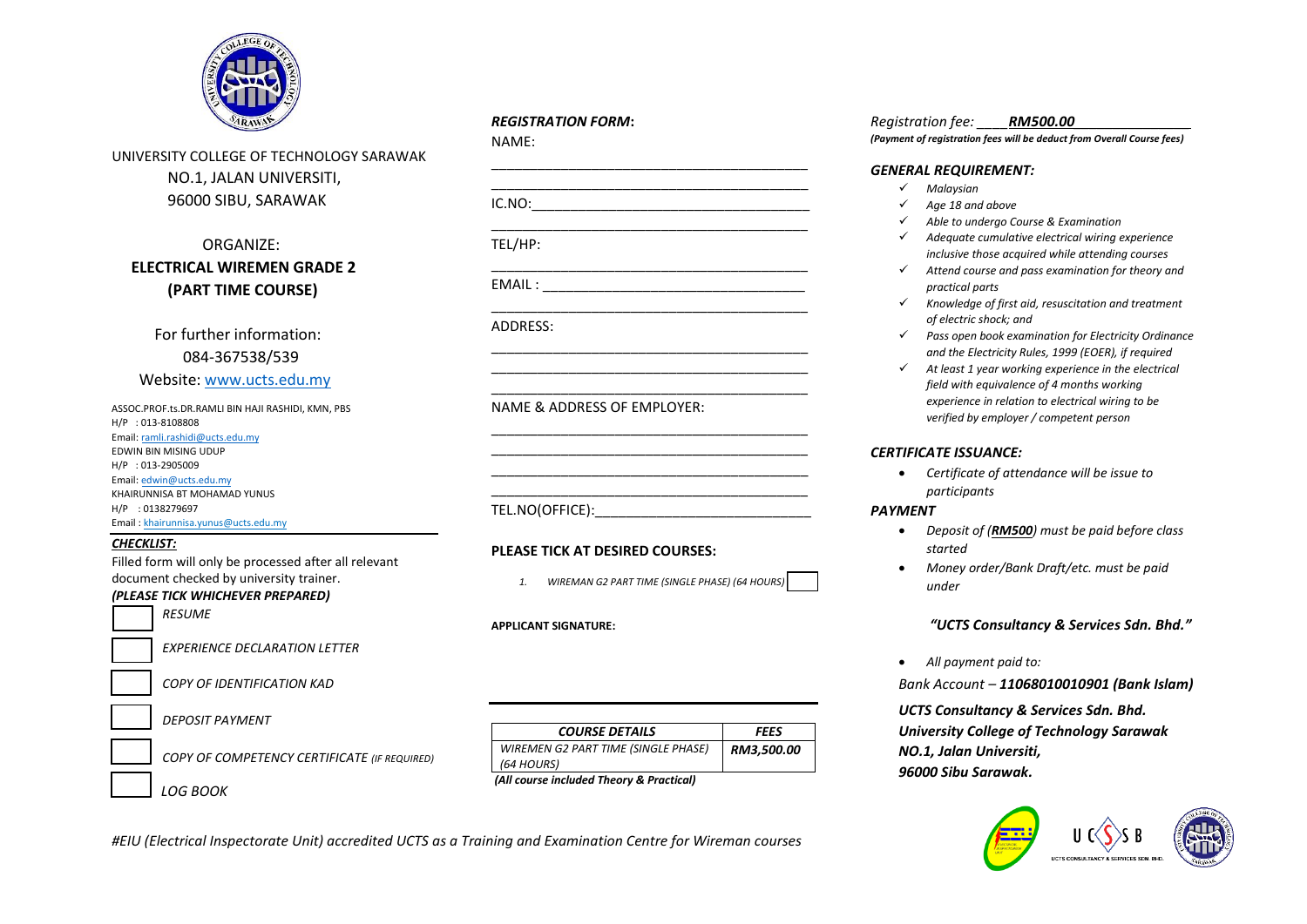UNIVERSITY COLLEGE OF TECHNOLOGY SARAWAK
NO.1, JALAN UNIVERSITI,
96000 SIBU, SARAWAK

ORGANIZE:

**ELECTRICAL WIREMEN GRADE 2**
**(PART TIME COURSE)**

For further information:
084-367538/539
Website: www.ucts.edu.my

ASSOC.PROF.ts.DR.RAMLI BIN HAJI RASHIDI, KMN, PBS
H/P : 013-8108808
Email: ramli.rashidi@ucts.edu.my
EDWIN BIN MISING UDUP
H/P : 013-2905009
Email: edwin@ucts.edu.my
KHAIRUNNISA BT MOHAMAD YUNUS
H/P : 0138279697
Email : khairunnisa.yunus@ucts.edu.my

***CHECKLIST:***

Filled form will only be processed after all relevant document checked by university trainer.

***(PLEASE TICK WHICHEVER PREPARED)***

- ☐ *RESUME*
- ☐ *EXPERIENCE DECLARATION LETTER*
- ☐ *COPY OF IDENTIFICATION KAD*
- ☐ *DEPOSIT PAYMENT*
- ☐ *COPY OF COMPETENCY CERTIFICATE (IF REQUIRED)*
- ☐ *LOG BOOK*

***REGISTRATION FORM*:**

NAME: ________________________________________

________________________________________

IC.NO:________________________________________

TEL/HP: ________________________________________

EMAIL : ________________________________________

ADDRESS: ________________________________________

________________________________________

________________________________________

NAME & ADDRESS OF EMPLOYER: ________________________________________

________________________________________

________________________________________

TEL.NO(OFFICE):____________________________

**PLEASE TICK AT DESIRED COURSES:**

1. *WIREMAN G2 PART TIME (SINGLE PHASE) (64 HOURS)* ☐

**APPLICANT SIGNATURE:**

| *COURSE DETAILS* | *FEES* |
|---|---|
| *WIREMEN G2 PART TIME (SINGLE PHASE) (64 HOURS)* | ***RM3,500.00*** |

***(All course included Theory & Practical)***

*Registration fee:* ____***RM500.00***______________

***(Payment of registration fees will be deduct from Overall Course fees)***

***GENERAL REQUIREMENT:***

- ✓ *Malaysian*
- ✓ *Age 18 and above*
- ✓ *Able to undergo Course & Examination*
- ✓ *Adequate cumulative electrical wiring experience inclusive those acquired while attending courses*
- ✓ *Attend course and pass examination for theory and practical parts*
- ✓ *Knowledge of first aid, resuscitation and treatment of electric shock; and*
- ✓ *Pass open book examination for Electricity Ordinance and the Electricity Rules, 1999 (EOER), if required*
- ✓ *At least 1 year working experience in the electrical field with equivalence of 4 months working experience in relation to electrical wiring to be verified by employer / competent person*

***CERTIFICATE ISSUANCE:***

- *Certificate of attendance will be issue to participants*

***PAYMENT***

- *Deposit of (**RM500**) must be paid before class started*
- *Money order/Bank Draft/etc. must be paid under*

***"UCTS Consultancy & Services Sdn. Bhd."***

- *All payment paid to:*

*Bank Account – **11068010010901 (Bank Islam)***

***UCTS Consultancy & Services Sdn. Bhd.***
***University College of Technology Sarawak***
***NO.1, Jalan Universiti,***
***96000 Sibu Sarawak.***

*#EIU (Electrical Inspectorate Unit) accredited UCTS as a Training and Examination Centre for Wireman courses*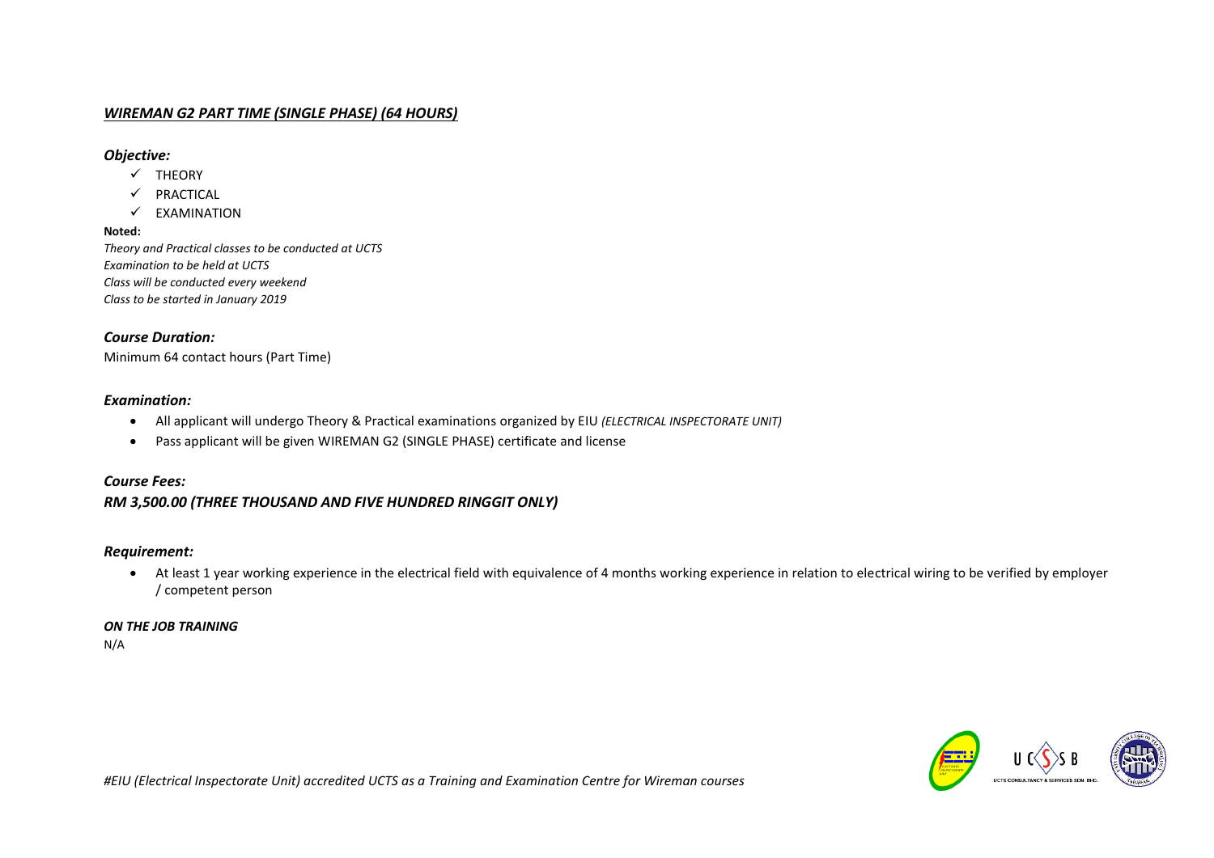## ***WIREMAN G2 PART TIME (SINGLE PHASE) (64 HOURS)***

### *Objective:*

- ✓ THEORY
- ✓ PRACTICAL
- ✓ EXAMINATION

**Noted:**

*Theory and Practical classes to be conducted at UCTS*
*Examination to be held at UCTS*
*Class will be conducted every weekend*
*Class to be started in January 2019*

### *Course Duration:*

Minimum 64 contact hours (Part Time)

### *Examination:*

- All applicant will undergo Theory & Practical examinations organized by EIU *(ELECTRICAL INSPECTORATE UNIT)*
- Pass applicant will be given WIREMAN G2 (SINGLE PHASE) certificate and license

### *Course Fees:*

### *RM 3,500.00 (THREE THOUSAND AND FIVE HUNDRED RINGGIT ONLY)*

### *Requirement:*

- At least 1 year working experience in the electrical field with equivalence of 4 months working experience in relation to electrical wiring to be verified by employer / competent person

***ON THE JOB TRAINING***

N/A

*#EIU (Electrical Inspectorate Unit) accredited UCTS as a Training and Examination Centre for Wireman courses*